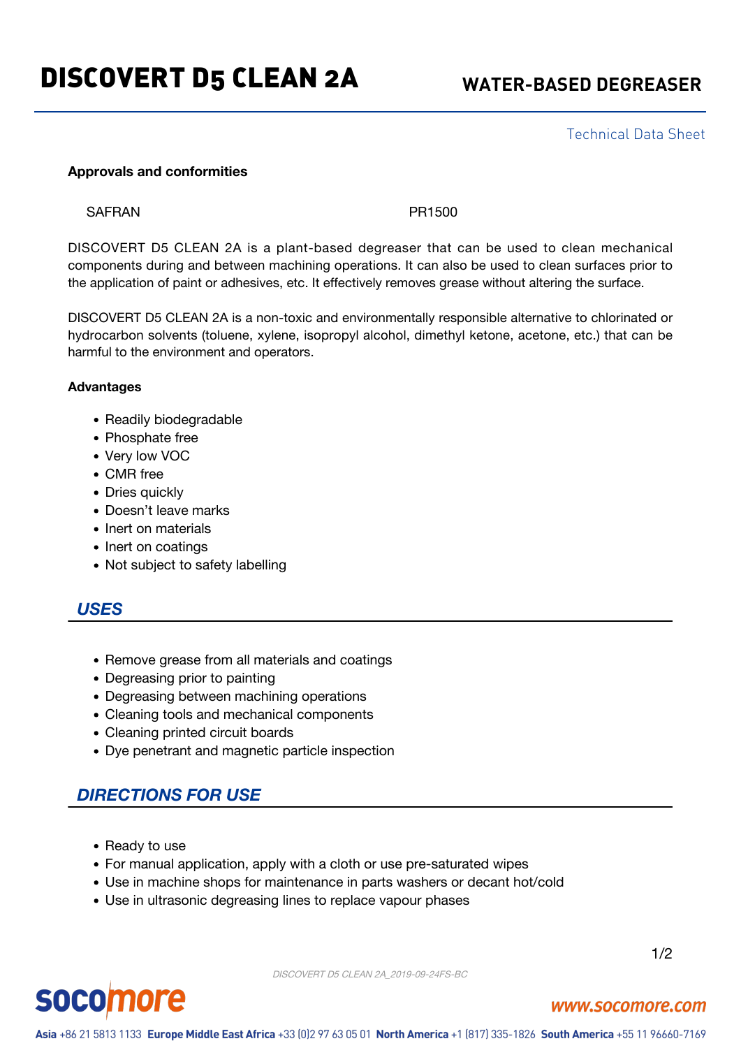# DISCOVERT D5 CLEAN 2A

## WATER-BASED DEGREASER

Technical Data Sheet

**Approvals and conformities**

| SAFRAN | PR1500 |
|---|---|

DISCOVERT D5 CLEAN 2A is a plant-based degreaser that can be used to clean mechanical components during and between machining operations. It can also be used to clean surfaces prior to the application of paint or adhesives, etc. It effectively removes grease without altering the surface.

DISCOVERT D5 CLEAN 2A is a non-toxic and environmentally responsible alternative to chlorinated or hydrocarbon solvents (toluene, xylene, isopropyl alcohol, dimethyl ketone, acetone, etc.) that can be harmful to the environment and operators.

**Advantages**

- Readily biodegradable
- Phosphate free
- Very low VOC
- CMR free
- Dries quickly
- Doesn't leave marks
- Inert on materials
- Inert on coatings
- Not subject to safety labelling

## *USES*

- Remove grease from all materials and coatings
- Degreasing prior to painting
- Degreasing between machining operations
- Cleaning tools and mechanical components
- Cleaning printed circuit boards
- Dye penetrant and magnetic particle inspection

## *DIRECTIONS FOR USE*

- Ready to use
- For manual application, apply with a cloth or use pre-saturated wipes
- Use in machine shops for maintenance in parts washers or decant hot/cold
- Use in ultrasonic degreasing lines to replace vapour phases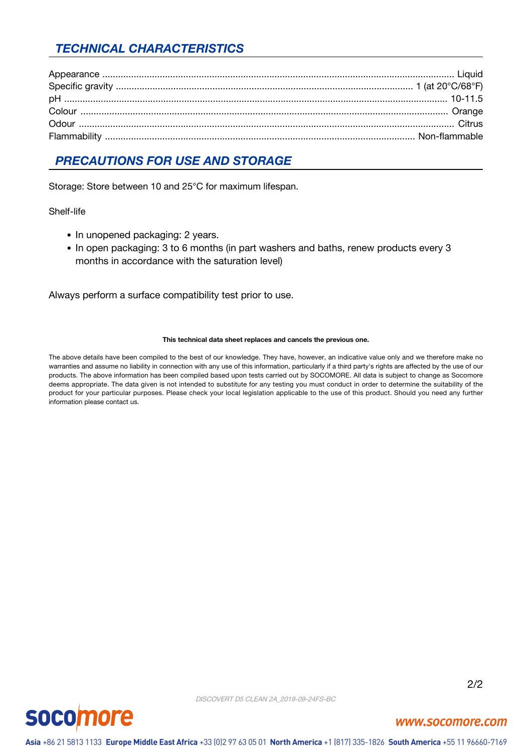## TECHNICAL CHARACTERISTICS

| | |
|---|---|
| Appearance | Liquid |
| Specific gravity | 1 (at 20°C/68°F) |
| pH | 10-11.5 |
| Colour | Orange |
| Odour | Citrus |
| Flammability | Non-flammable |

## PRECAUTIONS FOR USE AND STORAGE

Storage: Store between 10 and 25°C for maximum lifespan.

Shelf-life

- In unopened packaging: 2 years.
- In open packaging: 3 to 6 months (in part washers and baths, renew products every 3 months in accordance with the saturation level)

Always perform a surface compatibility test prior to use.

**This technical data sheet replaces and cancels the previous one.**

The above details have been compiled to the best of our knowledge. They have, however, an indicative value only and we therefore make no warranties and assume no liability in connection with any use of this information, particularly if a third party's rights are affected by the use of our products. The above information has been compiled based upon tests carried out by SOCOMORE. All data is subject to change as Socomore deems appropriate. The data given is not intended to substitute for any testing you must conduct in order to determine the suitability of the product for your particular purposes. Please check your local legislation applicable to the use of this product. Should you need any further information please contact us.